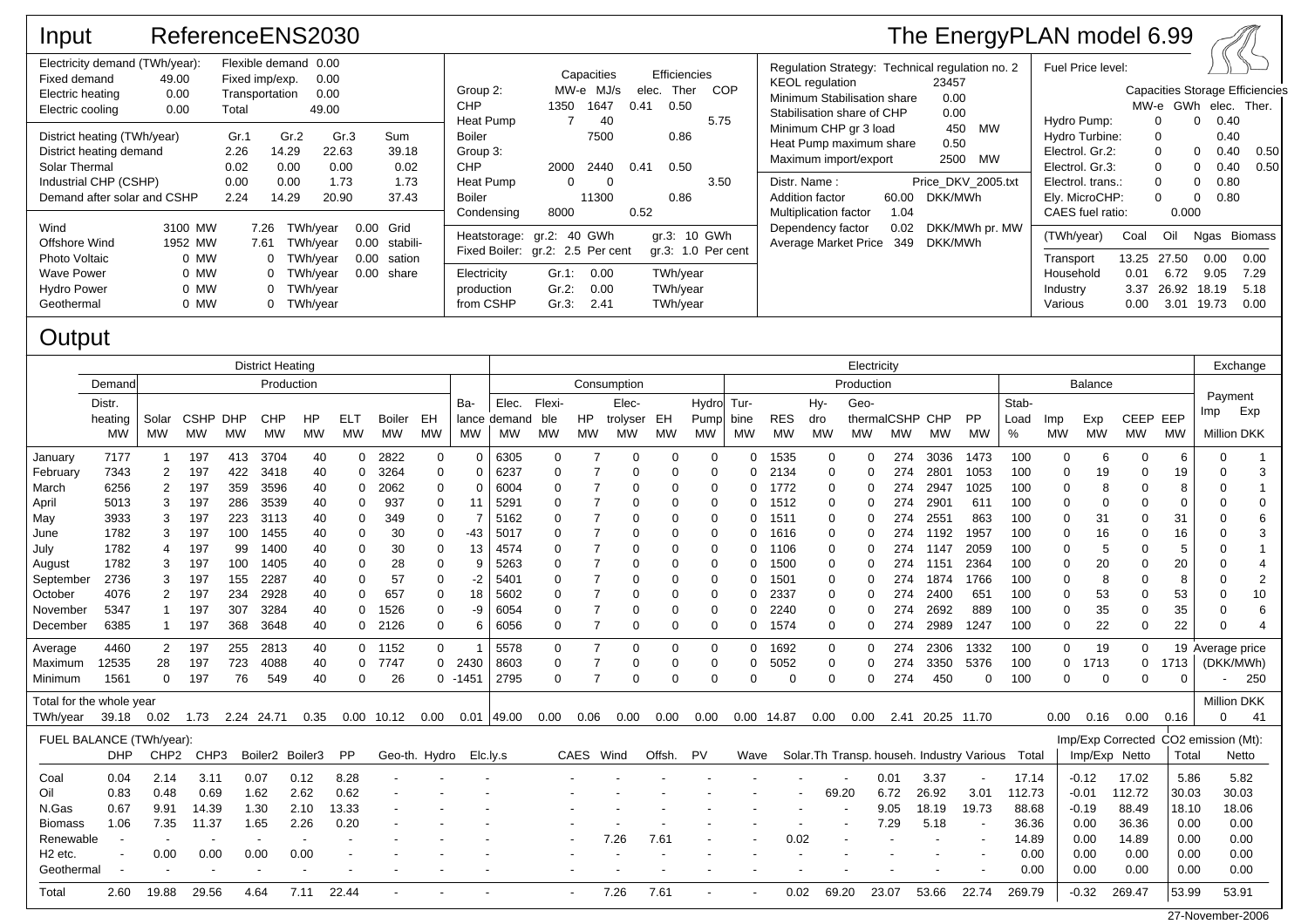# Input ReferenceENS2030

The EnergyPLAN model 6.99

| Electricity demand (TWh/year): | | Flexible demand | 0.00 |
|---|---|---|---|
| Fixed demand | 49.00 | Fixed imp/exp. | 0.00 |
| Electric heating | 0.00 | Transportation | 0.00 |
| Electric cooling | 0.00 | Total | 49.00 |

| District heating (TWh/year) | Gr.1 | Gr.2 | Gr.3 | Sum |
|---|---|---|---|---|
| District heating demand | 2.26 | 14.29 | 22.63 | 39.18 |
| Solar Thermal | 0.02 | 0.00 | 0.00 | 0.02 |
| Industrial CHP (CSHP) | 0.00 | 0.00 | 1.73 | 1.73 |
| Demand after solar and CSHP | 2.24 | 14.29 | 20.90 | 37.43 |

| | | | | |
|---|---|---|---|---|
| Wind | 3100 MW | 7.26 TWh/year | 0.00 | Grid |
| Offshore Wind | 1952 MW | 7.61 TWh/year | 0.00 | stabili- |
| Photo Voltaic | 0 MW | 0 TWh/year | 0.00 | sation |
| Wave Power | 0 MW | 0 TWh/year | 0.00 | share |
| Hydro Power | 0 MW | 0 TWh/year | | |
| Geothermal | 0 MW | 0 TWh/year | | |

| | Capacities MW-e | Capacities MJ/s | Efficiencies elec. | Efficiencies Ther | COP |
|---|---|---|---|---|---|
| **Group 2:** | | | | | |
| CHP | 1350 | 1647 | 0.41 | 0.50 | |
| Heat Pump | 7 | 40 | | | 5.75 |
| Boiler | | 7500 | | 0.86 | |
| **Group 3:** | | | | | |
| CHP | 2000 | 2440 | 0.41 | 0.50 | |
| Heat Pump | 0 | 0 | | | 3.50 |
| Boiler | | 11300 | | 0.86 | |
| Condensing | 8000 | | 0.52 | | |

Heatstorage: gr.2: 40 GWh gr.3: 10 GWh
Fixed Boiler: gr.2: 2.5 Per cent gr.3: 1.0 Per cent

| Electricity production from CSHP | | |
|---|---|---|
| Gr.1: | 0.00 | TWh/year |
| Gr.2: | 0.00 | TWh/year |
| Gr.3: | 2.41 | TWh/year |

Regulation Strategy: Technical regulation no. 2

| | | |
|---|---|---|
| KEOL regulation | 23457 | |
| Minimum Stabilisation share | 0.00 | |
| Stabilisation share of CHP | 0.00 | |
| Minimum CHP gr 3 load | 450 | MW |
| Heat Pump maximum share | 0.50 | |
| Maximum import/export | 2500 | MW |

| | | |
|---|---|---|
| Distr. Name : | Price_DKV_2005.txt | |
| Addition factor | 60.00 | DKK/MWh |
| Multiplication factor | 1.04 | |
| Dependency factor | 0.02 | DKK/MWh pr. MW |
| Average Market Price | 349 | DKK/MWh |

Fuel Price level:

| | Capacities MW-e | Storage GWh | Efficiencies elec. | Efficiencies Ther. |
|---|---|---|---|---|
| Hydro Pump: | 0 | 0 | 0.40 | |
| Hydro Turbine: | 0 | | 0.40 | |
| Electrol. Gr.2: | 0 | 0 | 0.40 | 0.50 |
| Electrol. Gr.3: | 0 | 0 | 0.40 | 0.50 |
| Electrol. trans.: | 0 | 0 | 0.80 | |
| Ely. MicroCHP: | 0 | 0 | 0.80 | |
| CAES fuel ratio: | 0.000 | | | |

| (TWh/year) | Coal | Oil | Ngas | Biomass |
|---|---|---|---|---|
| Transport | 13.25 | 27.50 | 0.00 | 0.00 |
| Household | 0.01 | 6.72 | 9.05 | 7.29 |
| Industry | 3.37 | 26.92 | 18.19 | 5.18 |
| Various | 0.00 | 3.01 | 19.73 | 0.00 |

# Output

| | District Heating: Demand Distr. heating MW | Solar MW | CSHP MW | DHP MW | CHP MW | HP MW | ELT MW | Boiler MW | EH MW | Ba-lance MW | Electricity Consumption: Elec. demand MW | Flexible MW | HP MW | Elec-trolyser MW | EH MW | Hydro Pump MW | Tur-bine MW | Production: RES MW | Hy-dro MW | Geo-thermal MW | CSHP MW | CHP MW | PP MW | Stab-Load % | Balance: Imp MW | Exp MW | CEEP MW | EEP MW | Exchange Payment Imp Million DKK | Exp Million DKK |
|---|---|---|---|---|---|---|---|---|---|---|---|---|---|---|---|---|---|---|---|---|---|---|---|---|---|---|---|---|---|---|
| January | 7177 | 1 | 197 | 413 | 3704 | 40 | 0 | 2822 | 0 | 0 | 6305 | 0 | 7 | 0 | 0 | 0 | 0 | 1535 | 0 | 0 | 274 | 3036 | 1473 | 100 | 0 | 6 | 0 | 6 | 0 | 1 |
| February | 7343 | 2 | 197 | 422 | 3418 | 40 | 0 | 3264 | 0 | 0 | 6237 | 0 | 7 | 0 | 0 | 0 | 0 | 2134 | 0 | 0 | 274 | 2801 | 1053 | 100 | 0 | 19 | 0 | 19 | 0 | 3 |
| March | 6256 | 2 | 197 | 359 | 3596 | 40 | 0 | 2062 | 0 | 0 | 6004 | 0 | 7 | 0 | 0 | 0 | 0 | 1772 | 0 | 0 | 274 | 2947 | 1025 | 100 | 0 | 8 | 0 | 8 | 0 | 1 |
| April | 5013 | 3 | 197 | 286 | 3539 | 40 | 0 | 937 | 0 | 11 | 5291 | 0 | 7 | 0 | 0 | 0 | 0 | 1512 | 0 | 0 | 274 | 2901 | 611 | 100 | 0 | 0 | 0 | 0 | 0 | 0 |
| May | 3933 | 3 | 197 | 223 | 3113 | 40 | 0 | 349 | 0 | 7 | 5162 | 0 | 7 | 0 | 0 | 0 | 0 | 1511 | 0 | 0 | 274 | 2551 | 863 | 100 | 0 | 31 | 0 | 31 | 0 | 6 |
| June | 1782 | 3 | 197 | 100 | 1455 | 40 | 0 | 30 | 0 | -43 | 5017 | 0 | 7 | 0 | 0 | 0 | 0 | 1616 | 0 | 0 | 274 | 1192 | 1957 | 100 | 0 | 16 | 0 | 16 | 0 | 3 |
| July | 1782 | 4 | 197 | 99 | 1400 | 40 | 0 | 30 | 0 | 13 | 4574 | 0 | 7 | 0 | 0 | 0 | 0 | 1106 | 0 | 0 | 274 | 1147 | 2059 | 100 | 0 | 5 | 0 | 5 | 0 | 1 |
| August | 1782 | 3 | 197 | 100 | 1405 | 40 | 0 | 28 | 0 | 9 | 5263 | 0 | 7 | 0 | 0 | 0 | 0 | 1500 | 0 | 0 | 274 | 1151 | 2364 | 100 | 0 | 20 | 0 | 20 | 0 | 4 |
| September | 2736 | 3 | 197 | 155 | 2287 | 40 | 0 | 57 | 0 | -2 | 5401 | 0 | 7 | 0 | 0 | 0 | 0 | 1501 | 0 | 0 | 274 | 1874 | 1766 | 100 | 0 | 8 | 0 | 8 | 0 | 2 |
| October | 4076 | 2 | 197 | 234 | 2928 | 40 | 0 | 657 | 0 | 18 | 5602 | 0 | 7 | 0 | 0 | 0 | 0 | 2337 | 0 | 0 | 274 | 2400 | 651 | 100 | 0 | 53 | 0 | 53 | 0 | 10 |
| November | 5347 | 1 | 197 | 307 | 3284 | 40 | 0 | 1526 | 0 | -9 | 6054 | 0 | 7 | 0 | 0 | 0 | 0 | 2240 | 0 | 0 | 274 | 2692 | 889 | 100 | 0 | 35 | 0 | 35 | 0 | 6 |
| December | 6385 | 1 | 197 | 368 | 3648 | 40 | 0 | 2126 | 0 | 6 | 6056 | 0 | 7 | 0 | 0 | 0 | 0 | 1574 | 0 | 0 | 274 | 2989 | 1247 | 100 | 0 | 22 | 0 | 22 | 0 | 4 |
| Average | 4460 | 2 | 197 | 255 | 2813 | 40 | 0 | 1152 | 0 | 1 | 5578 | 0 | 7 | 0 | 0 | 0 | 0 | 1692 | 0 | 0 | 274 | 2306 | 1332 | 100 | 0 | 19 | 0 | 19 | Average price | |
| Maximum | 12535 | 28 | 197 | 723 | 4088 | 40 | 0 | 7747 | 0 | 2430 | 8603 | 0 | 7 | 0 | 0 | 0 | 0 | 5052 | 0 | 0 | 274 | 3350 | 5376 | 100 | 0 | 1713 | 0 | 1713 | (DKK/MWh) | |
| Minimum | 1561 | 0 | 197 | 76 | 549 | 40 | 0 | 26 | 0 | -1451 | 2795 | 0 | 7 | 0 | 0 | 0 | 0 | 0 | 0 | 0 | 274 | 450 | 0 | 100 | 0 | 0 | 0 | 0 | - | 250 |
| Total for the whole year (TWh/year) | 39.18 | 0.02 | 1.73 | 2.24 | 24.71 | 0.35 | 0.00 | 10.12 | 0.00 | 0.01 | 49.00 | 0.00 | 0.06 | 0.00 | 0.00 | 0.00 | 0.00 | 14.87 | 0.00 | 0.00 | 2.41 | 20.25 | 11.70 | | 0.00 | 0.16 | 0.00 | 0.16 | Million DKK: 0 | 41 |

FUEL BALANCE (TWh/year):

| | DHP | CHP2 | CHP3 | Boiler2 | Boiler3 | PP | Geo-th. | Hydro | Elc.ly.s | CAES | Wind | Offsh. | PV | Wave | Solar.Th | Transp. | househ. | Industry | Various | Total | Imp/Exp Corrected Imp/Exp | Netto | CO2 emission (Mt): Total | Netto |
|---|---|---|---|---|---|---|---|---|---|---|---|---|---|---|---|---|---|---|---|---|---|---|---|---|
| Coal | 0.04 | 2.14 | 3.11 | 0.07 | 0.12 | 8.28 | - | - | - | - | - | - | - | - | - | - | 0.01 | 3.37 | - | 17.14 | -0.12 | 17.02 | 5.86 | 5.82 |
| Oil | 0.83 | 0.48 | 0.69 | 1.62 | 2.62 | 0.62 | - | - | - | - | - | - | - | - | - | 69.20 | 6.72 | 26.92 | 3.01 | 112.73 | -0.01 | 112.72 | 30.03 | 30.03 |
| N.Gas | 0.67 | 9.91 | 14.39 | 1.30 | 2.10 | 13.33 | - | - | - | - | - | - | - | - | - | - | 9.05 | 18.19 | 19.73 | 88.68 | -0.19 | 88.49 | 18.10 | 18.06 |
| Biomass | 1.06 | 7.35 | 11.37 | 1.65 | 2.26 | 0.20 | - | - | - | - | - | - | - | - | - | - | 7.29 | 5.18 | - | 36.36 | 0.00 | 36.36 | 0.00 | 0.00 |
| Renewable | - | - | - | - | - | - | - | - | - | - | 7.26 | 7.61 | - | - | 0.02 | - | - | - | - | 14.89 | 0.00 | 14.89 | 0.00 | 0.00 |
| H2 etc. | - | 0.00 | 0.00 | 0.00 | 0.00 | - | - | - | - | - | - | - | - | - | - | - | - | - | - | 0.00 | 0.00 | 0.00 | 0.00 | 0.00 |
| Geothermal | - | - | - | - | - | - | - | - | - | - | - | - | - | - | - | - | - | - | - | 0.00 | 0.00 | 0.00 | 0.00 | 0.00 |
| Total | 2.60 | 19.88 | 29.56 | 4.64 | 7.11 | 22.44 | - | - | - | - | 7.26 | 7.61 | - | - | 0.02 | 69.20 | 23.07 | 53.66 | 22.74 | 269.79 | -0.32 | 269.47 | 53.99 | 53.91 |

27-November-2006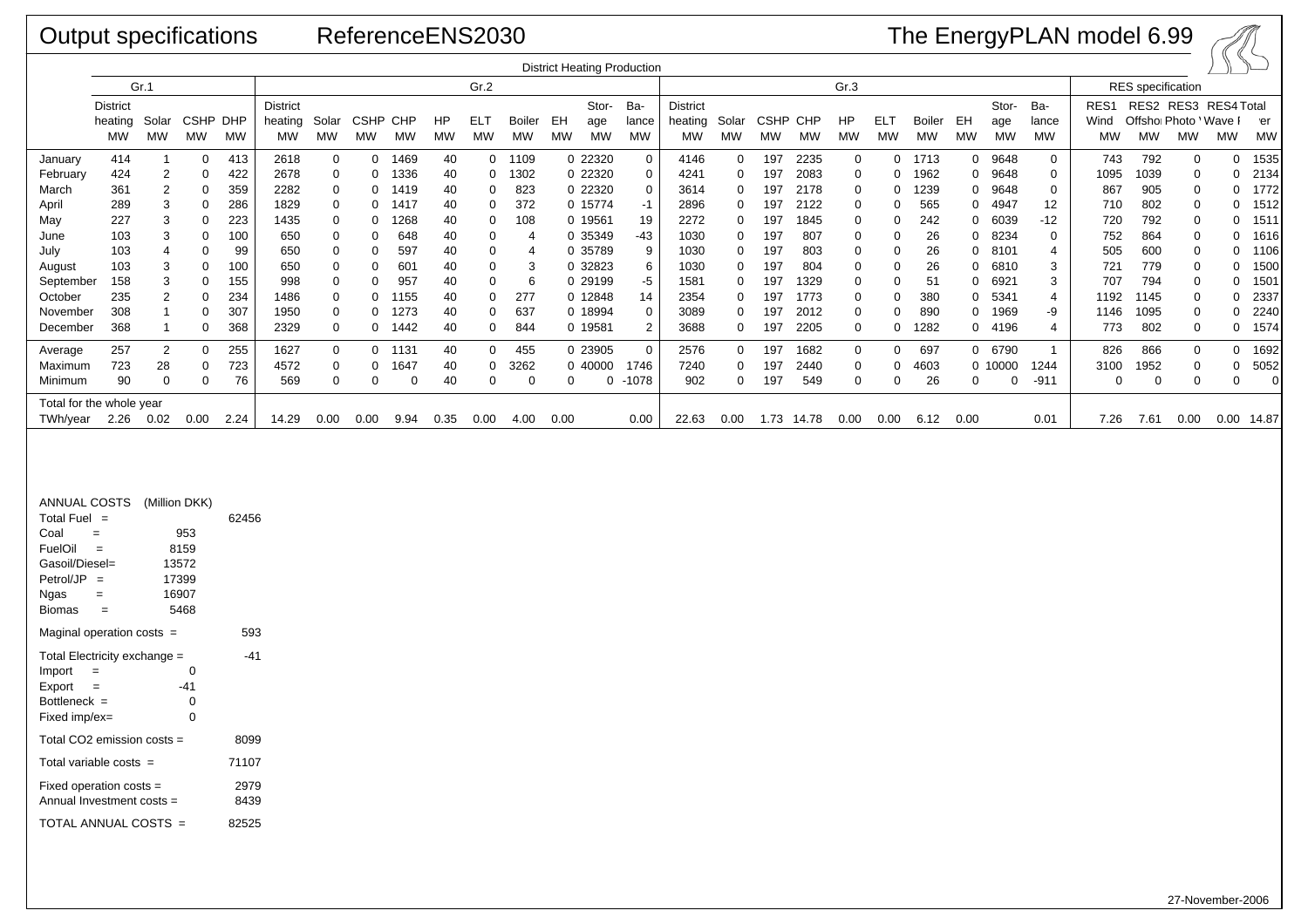# Output specifications ReferenceENS2030 The EnergyPLAN model 6.99

## District Heating Production

| | Gr.1 | | | | Gr.2 | | | | | | | | | | | Gr.3 | | | | | | | | | | | RES specification | | | | | |
|---|---|---|---|---|---|---|---|---|---|---|---|---|---|---|---|---|---|---|---|---|---|---|---|---|---|---|---|---|---|---|---|---|
| | District heating MW | Solar MW | CSHP MW | DHP MW | District heating MW | Solar MW | CSHP MW | CHP MW | HP MW | ELT MW | Boiler MW | EH MW | Stor-age MW | Ba-lance MW | District heating MW | Solar MW | CSHP MW | CHP MW | HP MW | ELT MW | Boiler MW | EH MW | Stor-age MW | Ba-lance MW | RES1 Wind MW | RES2 Offshore MW | RES3 Photo Volt MW | RES4 Wave P MW | Total er MW |
| January | 414 | 1 | 0 | 413 | 2618 | 0 | 0 | 1469 | 40 | 0 | 1109 | 0 | 22320 | 0 | 4146 | 0 | 197 | 2235 | 0 | 0 | 1713 | 0 | 9648 | 0 | 743 | 792 | 0 | 0 | 1535 |
| February | 424 | 2 | 0 | 422 | 2678 | 0 | 0 | 1336 | 40 | 0 | 1302 | 0 | 22320 | 0 | 4241 | 0 | 197 | 2083 | 0 | 0 | 1962 | 0 | 9648 | 0 | 1095 | 1039 | 0 | 0 | 2134 |
| March | 361 | 2 | 0 | 359 | 2282 | 0 | 0 | 1419 | 40 | 0 | 823 | 0 | 22320 | 0 | 3614 | 0 | 197 | 2178 | 0 | 0 | 1239 | 0 | 9648 | 0 | 867 | 905 | 0 | 0 | 1772 |
| April | 289 | 3 | 0 | 286 | 1829 | 0 | 0 | 1417 | 40 | 0 | 372 | 0 | 15774 | -1 | 2896 | 0 | 197 | 2122 | 0 | 0 | 565 | 0 | 4947 | 12 | 710 | 802 | 0 | 0 | 1512 |
| May | 227 | 3 | 0 | 223 | 1435 | 0 | 0 | 1268 | 40 | 0 | 108 | 0 | 19561 | 19 | 2272 | 0 | 197 | 1845 | 0 | 0 | 242 | 0 | 6039 | -12 | 720 | 792 | 0 | 0 | 1511 |
| June | 103 | 3 | 0 | 100 | 650 | 0 | 0 | 648 | 40 | 0 | 4 | 0 | 35349 | -43 | 1030 | 0 | 197 | 807 | 0 | 0 | 26 | 0 | 8234 | 0 | 752 | 864 | 0 | 0 | 1616 |
| July | 103 | 4 | 0 | 99 | 650 | 0 | 0 | 597 | 40 | 0 | 4 | 0 | 35789 | 9 | 1030 | 0 | 197 | 803 | 0 | 0 | 26 | 0 | 8101 | 4 | 505 | 600 | 0 | 0 | 1106 |
| August | 103 | 3 | 0 | 100 | 650 | 0 | 0 | 601 | 40 | 0 | 3 | 0 | 32823 | 6 | 1030 | 0 | 197 | 804 | 0 | 0 | 26 | 0 | 6810 | 3 | 721 | 779 | 0 | 0 | 1500 |
| September | 158 | 3 | 0 | 155 | 998 | 0 | 0 | 957 | 40 | 0 | 6 | 0 | 29199 | -5 | 1581 | 0 | 197 | 1329 | 0 | 0 | 51 | 0 | 6921 | 3 | 707 | 794 | 0 | 0 | 1501 |
| October | 235 | 2 | 0 | 234 | 1486 | 0 | 0 | 1155 | 40 | 0 | 277 | 0 | 12848 | 14 | 2354 | 0 | 197 | 1773 | 0 | 0 | 380 | 0 | 5341 | 4 | 1192 | 1145 | 0 | 0 | 2337 |
| November | 308 | 1 | 0 | 307 | 1950 | 0 | 0 | 1273 | 40 | 0 | 637 | 0 | 18994 | 0 | 3089 | 0 | 197 | 2012 | 0 | 0 | 890 | 0 | 1969 | -9 | 1146 | 1095 | 0 | 0 | 2240 |
| December | 368 | 1 | 0 | 368 | 2329 | 0 | 0 | 1442 | 40 | 0 | 844 | 0 | 19581 | 2 | 3688 | 0 | 197 | 2205 | 0 | 0 | 1282 | 0 | 4196 | 4 | 773 | 802 | 0 | 0 | 1574 |
| Average | 257 | 2 | 0 | 255 | 1627 | 0 | 0 | 1131 | 40 | 0 | 455 | 0 | 23905 | 0 | 2576 | 0 | 197 | 1682 | 0 | 0 | 697 | 0 | 6790 | 1 | 826 | 866 | 0 | 0 | 1692 |
| Maximum | 723 | 28 | 0 | 723 | 4572 | 0 | 0 | 1647 | 40 | 0 | 3262 | 0 | 40000 | 1746 | 7240 | 0 | 197 | 2440 | 0 | 0 | 4603 | 0 | 10000 | 1244 | 3100 | 1952 | 0 | 0 | 5052 |
| Minimum | 90 | 0 | 0 | 76 | 569 | 0 | 0 | 0 | 40 | 0 | 0 | 0 | 0 | -1078 | 902 | 0 | 197 | 549 | 0 | 0 | 26 | 0 | 0 | -911 | 0 | 0 | 0 | 0 | 0 |
| Total for the whole year TWh/year | 2.26 | 0.02 | 0.00 | 2.24 | 14.29 | 0.00 | 0.00 | 9.94 | 0.35 | 0.00 | 4.00 | 0.00 | | 0.00 | 22.63 | 0.00 | 1.73 | 14.78 | 0.00 | 0.00 | 6.12 | 0.00 | | 0.01 | 7.26 | 7.61 | 0.00 | 0.00 | 14.87 |

## ANNUAL COSTS (Million DKK)

| | | |
|---|---|---|
| Total Fuel = | | 62456 |
| Coal = | 953 | |
| FuelOil = | 8159 | |
| Gasoil/Diesel= | 13572 | |
| Petrol/JP = | 17399 | |
| Ngas = | 16907 | |
| Biomas = | 5468 | |
| Maginal operation costs = | | 593 |
| Total Electricity exchange = | | -41 |
| Import = | 0 | |
| Export = | -41 | |
| Bottleneck = | 0 | |
| Fixed imp/ex= | 0 | |
| Total CO2 emission costs = | | 8099 |
| Total variable costs = | | 71107 |
| Fixed operation costs = | | 2979 |
| Annual Investment costs = | | 8439 |
| TOTAL ANNUAL COSTS = | | 82525 |

27-November-2006